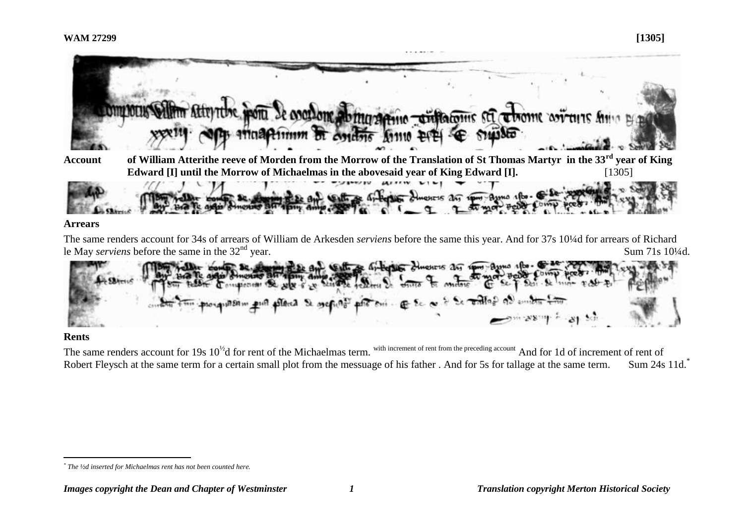**WAM 27299** **[1305]**

**Account** **of William Atterithe reeve of Morden from the Morrow of the Translation of St Thomas Martyr in the 33rd year of King Edward [I] until the Morrow of Michaelmas in the abovesaid year of King Edward [I].** [1305]

## Arrears

The same renders account for 34s of arrears of William de Arkesden *serviens* before the same this year. And for 37s 10¼d for arrears of Richard le May *serviens* before the same in the 32nd year. Sum 71s 10¼d.

## Rents

The same renders account for 19s 10½d for rent of the Michaelmas term. with increment of rent from the preceding account And for 1d of increment of rent of Robert Fleysch at the same term for a certain small plot from the messuage of his father . And for 5s for tallage at the same term. Sum 24s 11d.*

* *The ½d inserted for Michaelmas rent has not been counted here.*

*Images copyright the Dean and Chapter of Westminster* *Translation copyright Merton Historical Society*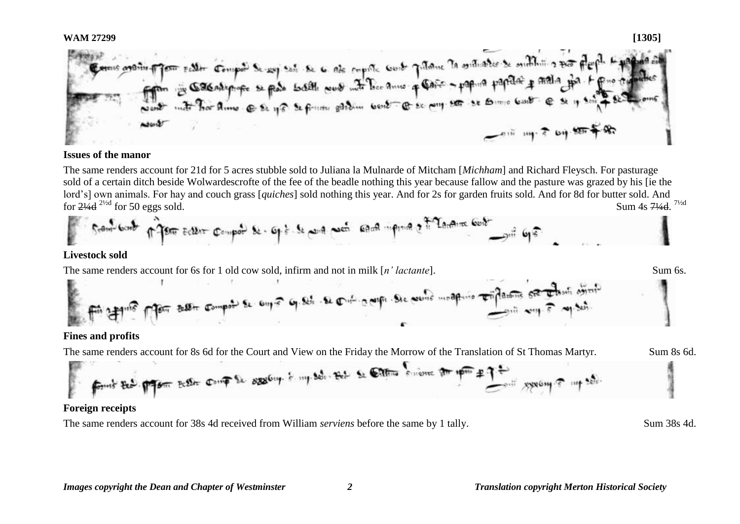## Issues of the manor

The same renders account for 21d for 5 acres stubble sold to Juliana la Mulnarde of Mitcham [*Michham*] and Richard Fleysch. For pasturage sold of a certain ditch beside Wolwardescrofte of the fee of the beadle nothing this year because fallow and the pasture was grazed by his [ie the lord's] own animals. For hay and couch grass [*quiches*] sold nothing this year. And for 2s for garden fruits sold. And for 8d for butter sold. And for ~~2¼d~~ 2½d for 50 eggs sold. Sum 4s ~~7¼d~~. 7½d

## Livestock sold

The same renders account for 6s for 1 old cow sold, infirm and not in milk [*n' lactante*]. Sum 6s.

## Fines and profits

The same renders account for 8s 6d for the Court and View on the Friday the Morrow of the Translation of St Thomas Martyr. Sum 8s 6d.

## Foreign receipts

The same renders account for 38s 4d received from William *serviens* before the same by 1 tally. Sum 38s 4d.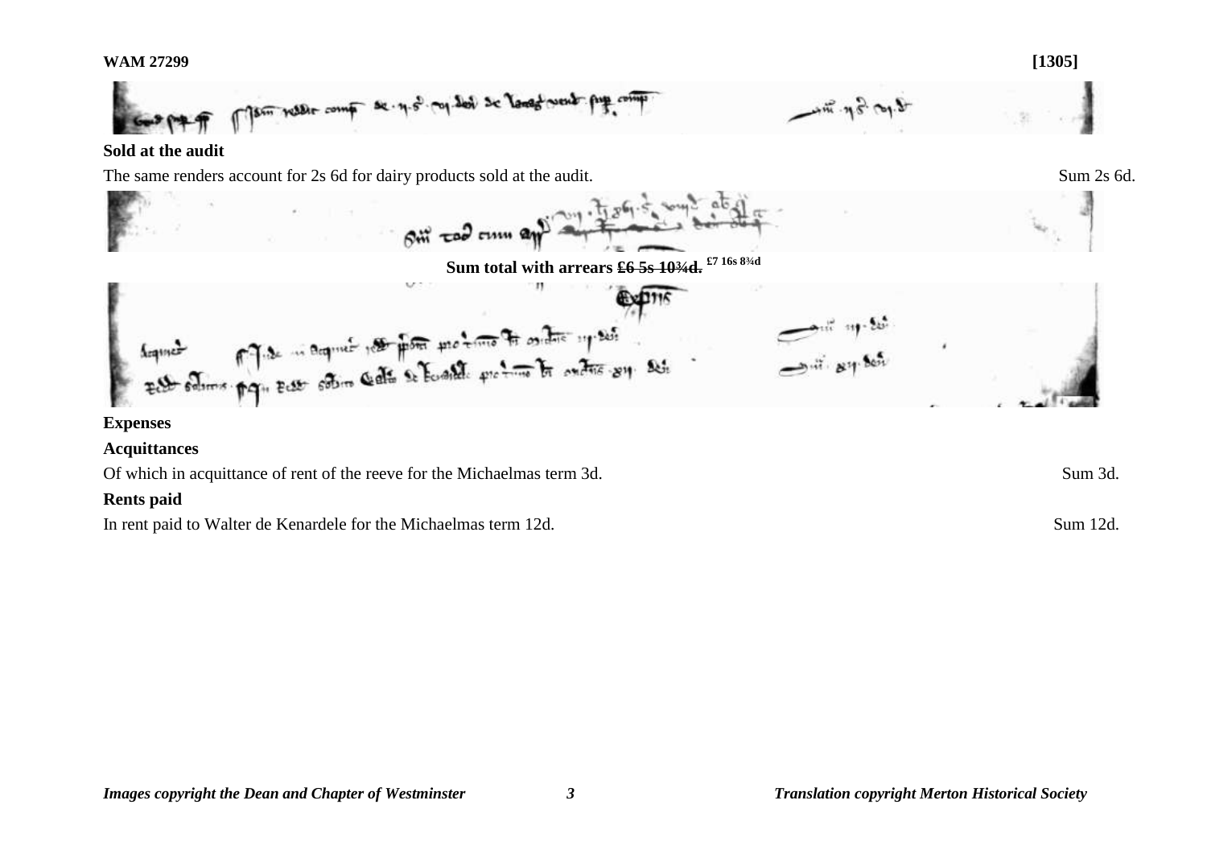**Sold at the audit**

The same renders account for 2s 6d for dairy products sold at the audit. Sum 2s 6d.

**Sum total with arrears ~~£6 5s 10¾d.~~** £7 16s 8¾d

**Expenses**

**Acquittances**

Of which in acquittance of rent of the reeve for the Michaelmas term 3d. Sum 3d.

**Rents paid**

In rent paid to Walter de Kenardele for the Michaelmas term 12d. Sum 12d.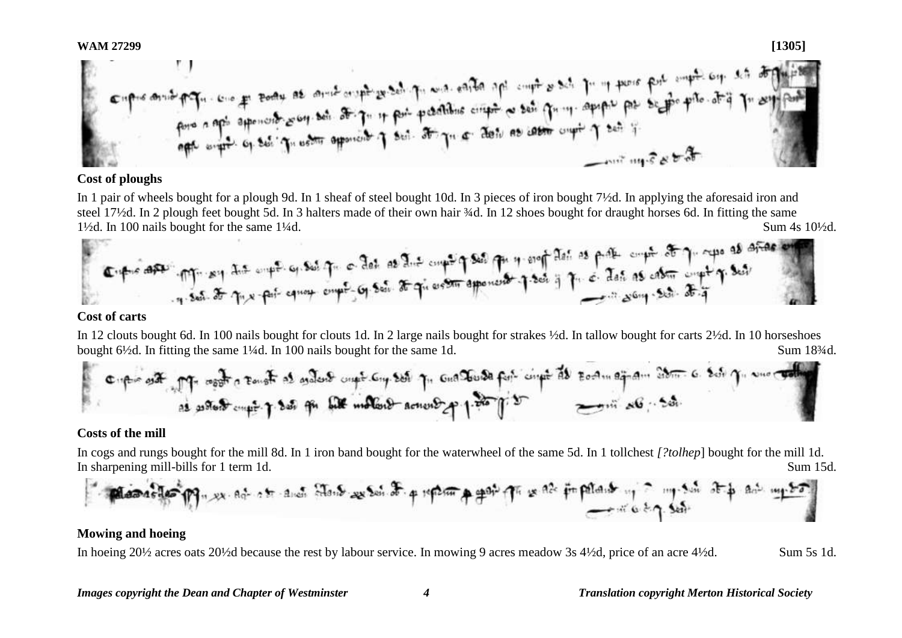**WAM 27299** **[1305]**

**Cost of ploughs**

In 1 pair of wheels bought for a plough 9d. In 1 sheaf of steel bought 10d. In 3 pieces of iron bought 7½d. In applying the aforesaid iron and steel 17½d. In 2 plough feet bought 5d. In 3 halters made of their own hair ¾d. In 12 shoes bought for draught horses 6d. In fitting the same 1½d. In 100 nails bought for the same 1¼d. Sum 4s 10½d.

**Cost of carts**

In 12 clouts bought 6d. In 100 nails bought for clouts 1d. In 2 large nails bought for strakes ½d. In tallow bought for carts 2½d. In 10 horseshoes bought 6½d. In fitting the same 1¼d. In 100 nails bought for the same 1d. Sum 18¾d.

**Costs of the mill**

In cogs and rungs bought for the mill 8d. In 1 iron band bought for the waterwheel of the same 5d. In 1 tollchest *[?tolhep*] bought for the mill 1d. In sharpening mill-bills for 1 term 1d. Sum 15d.

**Mowing and hoeing**

In hoeing 20½ acres oats 20½d because the rest by labour service. In mowing 9 acres meadow 3s 4½d, price of an acre 4½d. Sum 5s 1d.

*Images copyright the Dean and Chapter of Westminster* *Translation copyright Merton Historical Society*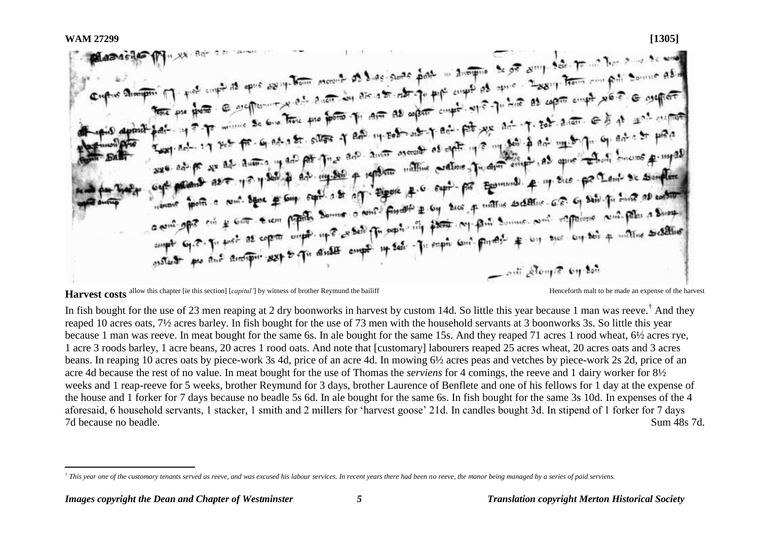**WAM 27299** **[1305]**

**Harvest costs** allow this chapter [ie this section] [*capitul'*] by witness of brother Reymund the bailiff

Henceforth malt to be made an expense of the harvest

In fish bought for the use of 23 men reaping at 2 dry boonworks in harvest by custom 14d. So little this year because 1 man was reeve.† And they reaped 10 acres oats, 7½ acres barley. In fish bought for the use of 73 men with the household servants at 3 boonworks 3s. So little this year because 1 man was reeve. In meat bought for the same 6s. In ale bought for the same 15s. And they reaped 71 acres 1 rood wheat, 6½ acres rye, 1 acre 3 roods barley, 1 acre beans, 20 acres 1 rood oats. And note that [customary] labourers reaped 25 acres wheat, 20 acres oats and 3 acres beans. In reaping 10 acres oats by piece-work 3s 4d, price of an acre 4d. In mowing 6½ acres peas and vetches by piece-work 2s 2d, price of an acre 4d because the rest of no value. In meat bought for the use of Thomas the *serviens* for 4 comings, the reeve and 1 dairy worker for 8½ weeks and 1 reap-reeve for 5 weeks, brother Reymund for 3 days, brother Laurence of Benflete and one of his fellows for 1 day at the expense of the house and 1 forker for 7 days because no beadle 5s 6d. In ale bought for the same 6s. In fish bought for the same 3s 10d. In expenses of the 4 aforesaid, 6 household servants, 1 stacker, 1 smith and 2 millers for 'harvest goose' 21d. In candles bought 3d. In stipend of 1 forker for 7 days 7d because no beadle. Sum 48s 7d.

† This year one of the customary tenants served as reeve, and was excused his labour services. In recent years there had been no reeve, the manor being managed by a series of paid serviens.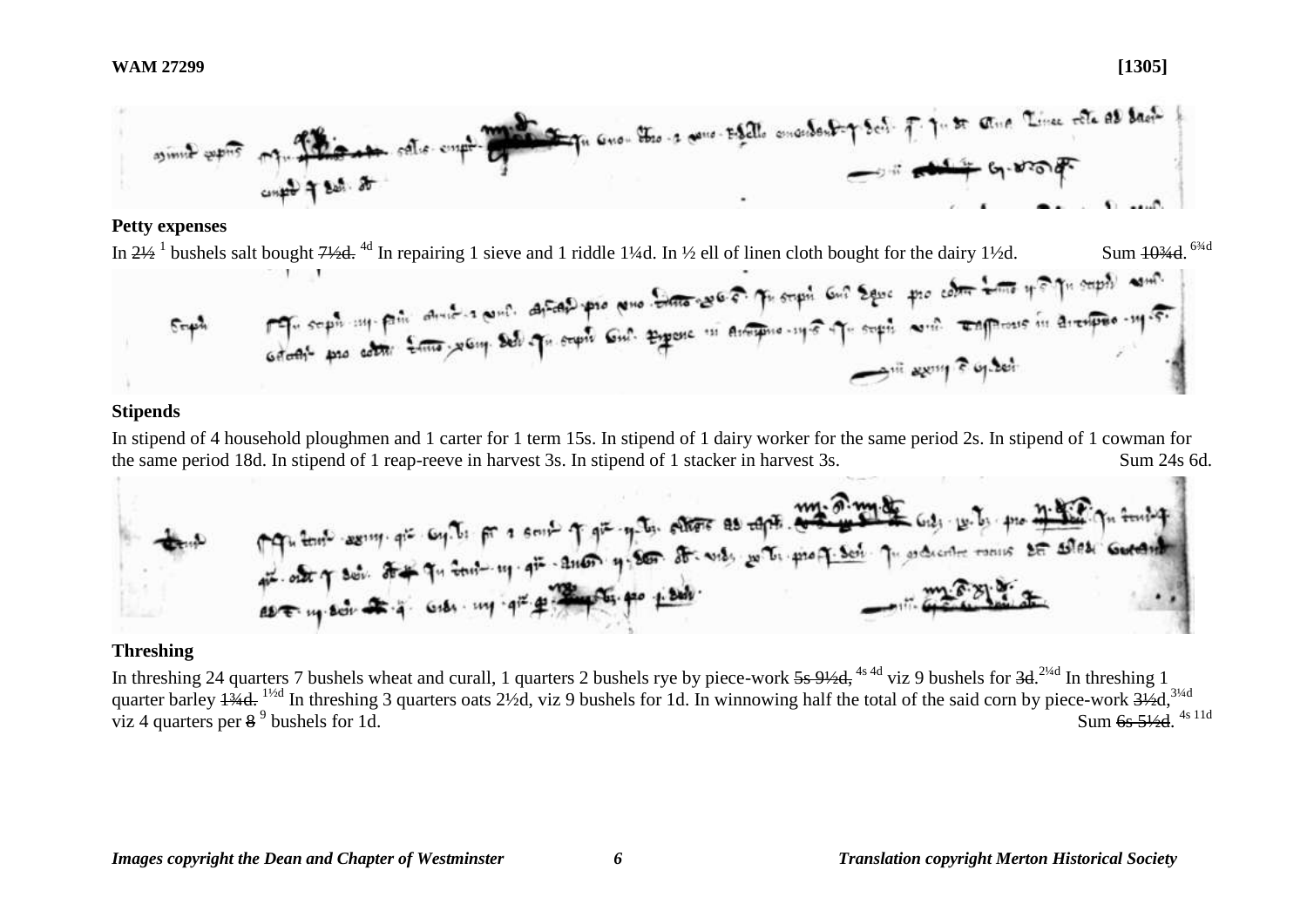**Petty expenses**

In ~~2½~~ [1] bushels salt bought ~~7½d.~~ [4d] In repairing 1 sieve and 1 riddle 1¼d. In ½ ell of linen cloth bought for the dairy 1½d. Sum ~~10¾d.~~ [6¾d]

**Stipends**

In stipend of 4 household ploughmen and 1 carter for 1 term 15s. In stipend of 1 dairy worker for the same period 2s. In stipend of 1 cowman for the same period 18d. In stipend of 1 reap-reeve in harvest 3s. In stipend of 1 stacker in harvest 3s. Sum 24s 6d.

**Threshing**

In threshing 24 quarters 7 bushels wheat and curall, 1 quarters 2 bushels rye by piece-work ~~5s 9½d,~~ [4s 4d] viz 9 bushels for ~~3d.~~ [2¼d] In threshing 1 quarter barley ~~1¾d.~~ [1½d] In threshing 3 quarters oats 2½d, viz 9 bushels for 1d. In winnowing half the total of the said corn by piece-work ~~3½d,~~ [3¼d] viz 4 quarters per ~~8~~ [9] bushels for 1d. Sum ~~6s 5½d.~~ [4s 11d]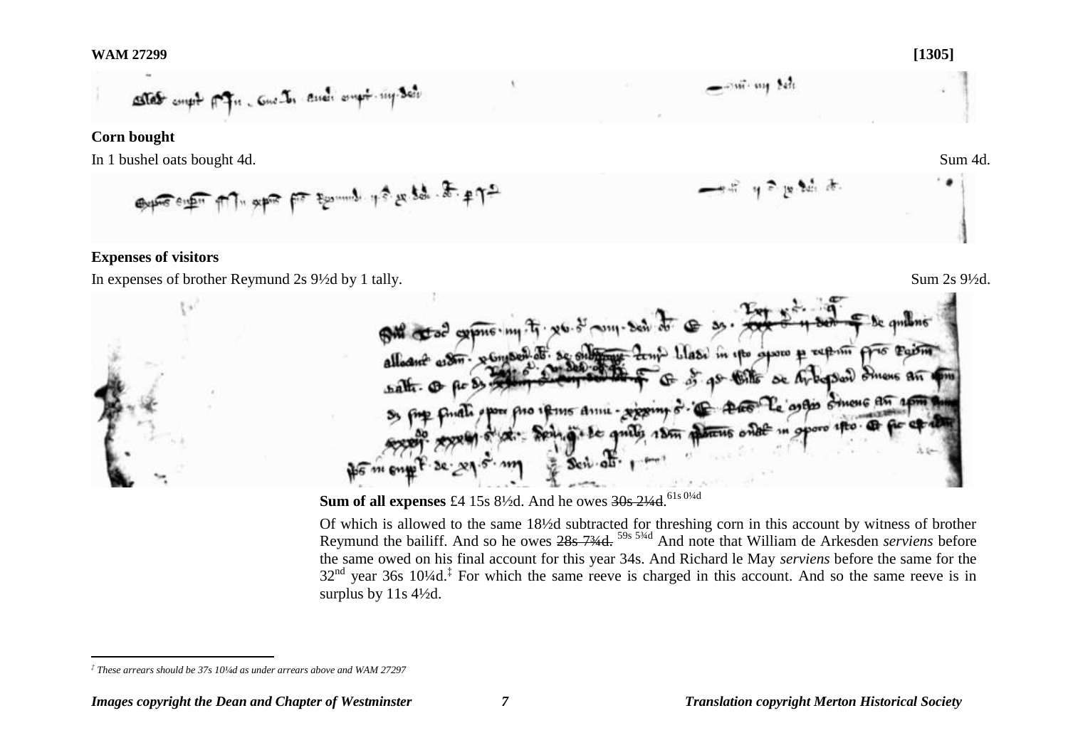**WAM 27299** **[1305]**

**Corn bought**

In 1 bushel oats bought 4d. Sum 4d.

**Expenses of visitors**

In expenses of brother Reymund 2s 9½d by 1 tally. Sum 2s 9½d.

**Sum of all expenses** £4 15s 8½d. And he owes ~~30s 2¼d.~~ 61s 0¼d

Of which is allowed to the same 18½d subtracted for threshing corn in this account by witness of brother Reymund the bailiff. And so he owes ~~28s 7¾d.~~ 59s 5¾d And note that William de Arkesden *serviens* before the same owed on his final account for this year 34s. And Richard le May *serviens* before the same for the 32nd year 36s 10¼d.‡ For which the same reeve is charged in this account. And so the same reeve is in surplus by 11s 4½d.

‡ *These arrears should be 37s 10¼d as under arrears above and WAM 27297*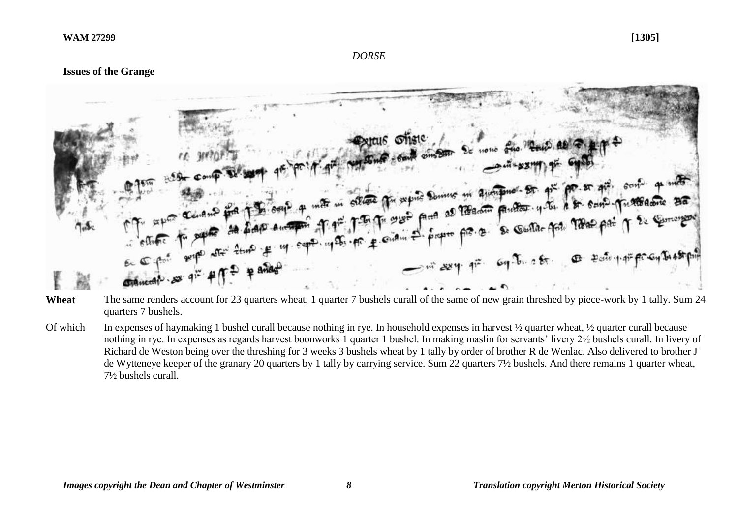*DORSE*

**Issues of the Grange**

**Wheat** The same renders account for 23 quarters wheat, 1 quarter 7 bushels curall of the same of new grain threshed by piece-work by 1 tally. Sum 24 quarters 7 bushels.

Of which In expenses of haymaking 1 bushel curall because nothing in rye. In household expenses in harvest ½ quarter wheat, ½ quarter curall because nothing in rye. In expenses as regards harvest boonworks 1 quarter 1 bushel. In making maslin for servants' livery 2½ bushels curall. In livery of Richard de Weston being over the threshing for 3 weeks 3 bushels wheat by 1 tally by order of brother R de Wenlac. Also delivered to brother J de Wytteneye keeper of the granary 20 quarters by 1 tally by carrying service. Sum 22 quarters 7½ bushels. And there remains 1 quarter wheat, 7½ bushels curall.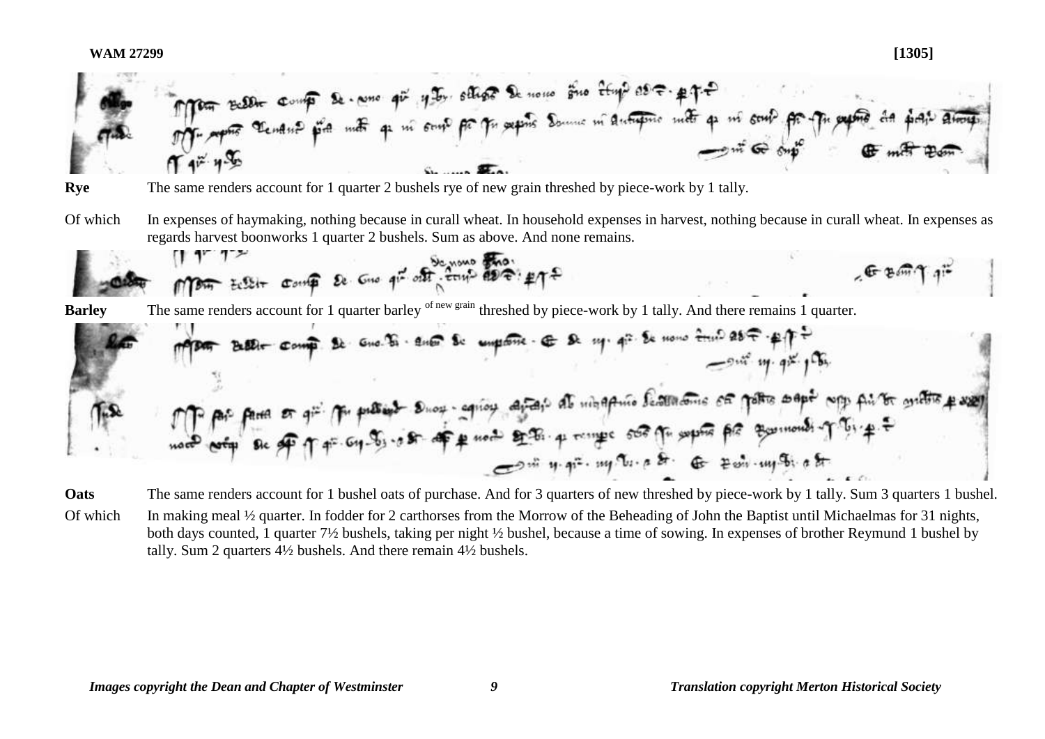**WAM 27299** **[1305]**

**Rye** The same renders account for 1 quarter 2 bushels rye of new grain threshed by piece-work by 1 tally.

Of which In expenses of haymaking, nothing because in curall wheat. In household expenses in harvest, nothing because in curall wheat. In expenses as regards harvest boonworks 1 quarter 2 bushels. Sum as above. And none remains.

**Barley** The same renders account for 1 quarter barley [of new grain] threshed by piece-work by 1 tally. And there remains 1 quarter.

**Oats** The same renders account for 1 bushel oats of purchase. And for 3 quarters of new threshed by piece-work by 1 tally. Sum 3 quarters 1 bushel.

Of which In making meal ½ quarter. In fodder for 2 carthorses from the Morrow of the Beheading of John the Baptist until Michaelmas for 31 nights, both days counted, 1 quarter 7½ bushels, taking per night ½ bushel, because a time of sowing. In expenses of brother Reymund 1 bushel by tally. Sum 2 quarters 4½ bushels. And there remain 4½ bushels.

*Images copyright the Dean and Chapter of Westminster* *Translation copyright Merton Historical Society*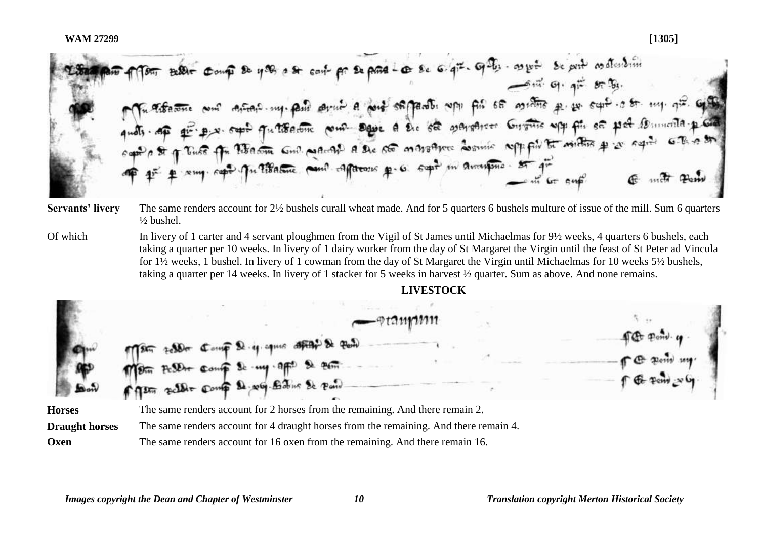**WAM 27299** **[1305]**

| | |
|---|---|
| **Servants' livery** | The same renders account for 2½ bushels curall wheat made. And for 5 quarters 6 bushels multure of issue of the mill. Sum 6 quarters ½ bushel. |
| Of which | In livery of 1 carter and 4 servant ploughmen from the Vigil of St James until Michaelmas for 9½ weeks, 4 quarters 6 bushels, each taking a quarter per 10 weeks. In livery of 1 dairy worker from the day of St Margaret the Virgin until the feast of St Peter ad Vincula for 1½ weeks, 1 bushel. In livery of 1 cowman from the day of St Margaret the Virgin until Michaelmas for 10 weeks 5½ bushels, taking a quarter per 14 weeks. In livery of 1 stacker for 5 weeks in harvest ½ quarter. Sum as above. And none remains. |

## LIVESTOCK

| | |
|---|---|
| **Horses** | The same renders account for 2 horses from the remaining. And there remain 2. |
| **Draught horses** | The same renders account for 4 draught horses from the remaining. And there remain 4. |
| **Oxen** | The same renders account for 16 oxen from the remaining. And there remain 16. |

*Images copyright the Dean and Chapter of Westminster* — *Translation copyright Merton Historical Society*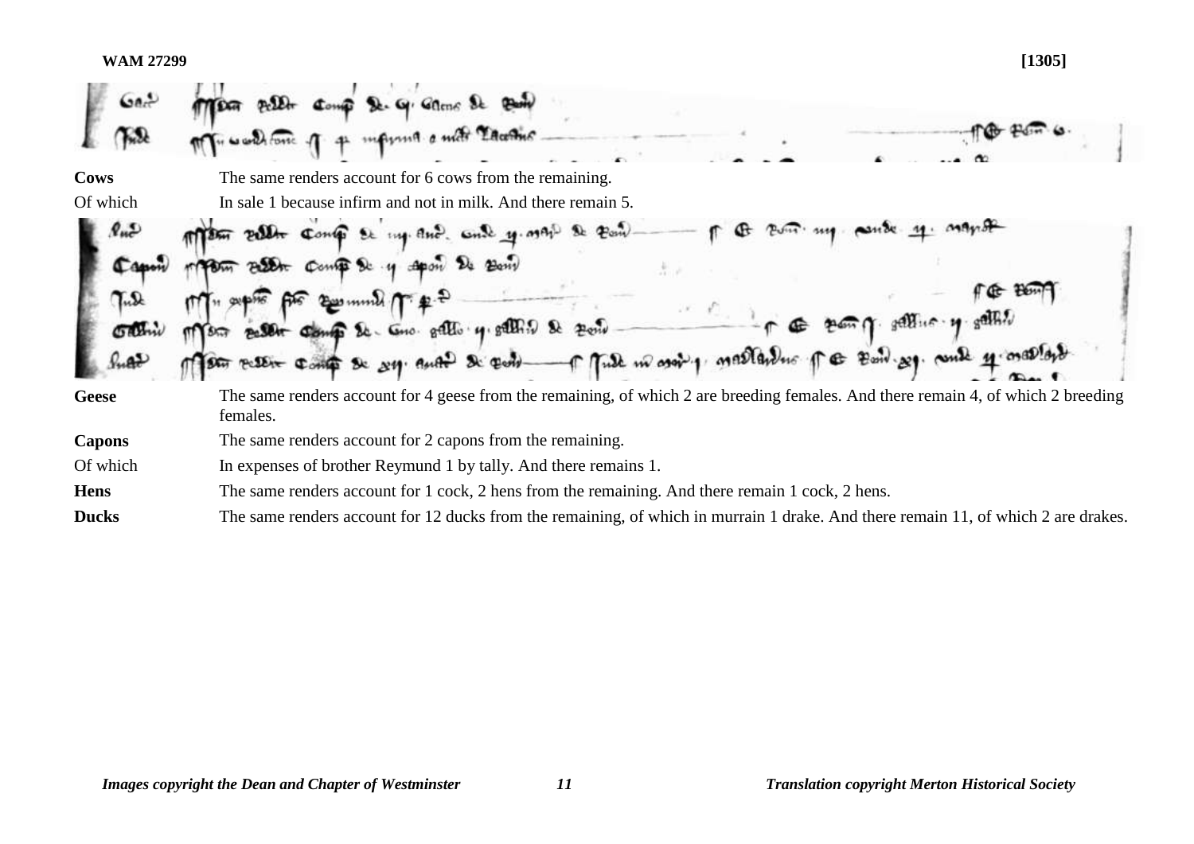**WAM 27299** **[1305]**

| | |
|---|---|
| **Cows** | The same renders account for 6 cows from the remaining. |
| Of which | In sale 1 because infirm and not in milk. And there remain 5. |

| | |
|---|---|
| **Geese** | The same renders account for 4 geese from the remaining, of which 2 are breeding females. And there remain 4, of which 2 breeding females. |
| **Capons** | The same renders account for 2 capons from the remaining. |
| Of which | In expenses of brother Reymund 1 by tally. And there remains 1. |
| **Hens** | The same renders account for 1 cock, 2 hens from the remaining. And there remain 1 cock, 2 hens. |
| **Ducks** | The same renders account for 12 ducks from the remaining, of which in murrain 1 drake. And there remain 11, of which 2 are drakes. |

*Images copyright the Dean and Chapter of Westminster* *Translation copyright Merton Historical Society*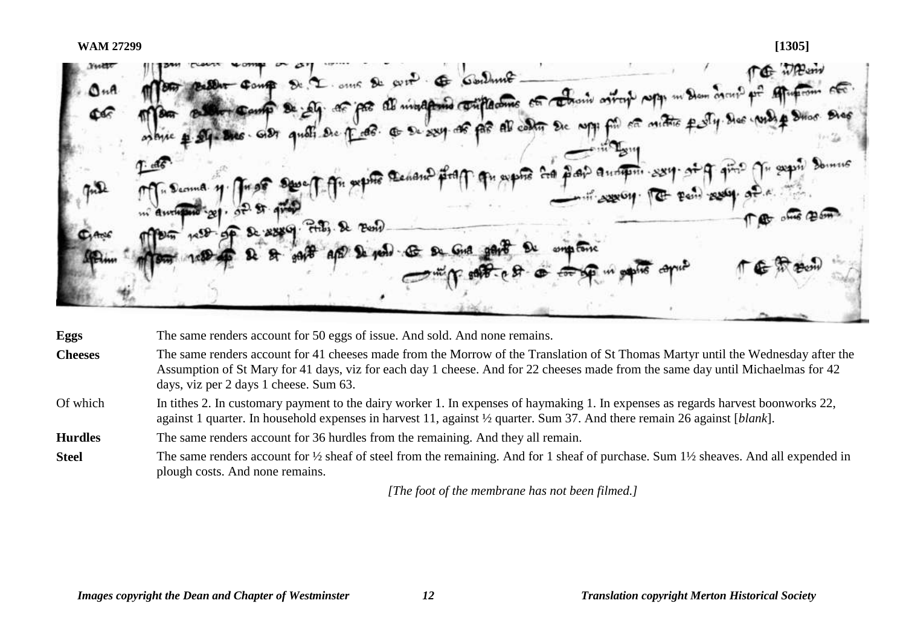WAM 27299 [1305]

| | |
|---|---|
| **Eggs** | The same renders account for 50 eggs of issue. And sold. And none remains. |
| **Cheeses** | The same renders account for 41 cheeses made from the Morrow of the Translation of St Thomas Martyr until the Wednesday after the Assumption of St Mary for 41 days, viz for each day 1 cheese. And for 22 cheeses made from the same day until Michaelmas for 42 days, viz per 2 days 1 cheese. Sum 63. |
| Of which | In tithes 2. In customary payment to the dairy worker 1. In expenses of haymaking 1. In expenses as regards harvest boonworks 22, against 1 quarter. In household expenses in harvest 11, against ½ quarter. Sum 37. And there remain 26 against [*blank*]. |
| **Hurdles** | The same renders account for 36 hurdles from the remaining. And they all remain. |
| **Steel** | The same renders account for ½ sheaf of steel from the remaining. And for 1 sheaf of purchase. Sum 1½ sheaves. And all expended in plough costs. And none remains. |

*[The foot of the membrane has not been filmed.]*